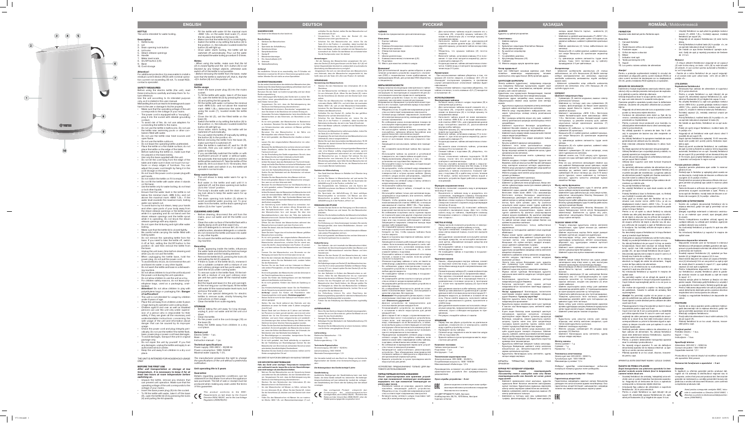# ENGLISH

## KETTLE

The kettle is intended for water boiling.

### Description

1. Kettle body
2. Lid
3. Drain opening lock button
4. Lid locks
5. Steam release openings
6. Handle
7. Water level scale
8. On/Off button (I/0)
9. Base
10. Cord storage

**Attention!**

For additional protection it is reasonable to install a residual current device (RCD) with nominal operation current not exceeding 30 mA. To install RCD, contact a specialist.

### SAFETY MEASURES

Before using the electric kettle (the unit), read these instructions carefully and keep them for future reference.

Use the unit according to its intended purpose only, as it is stated in this user manual.

Mishandling the unit can lead to its breakage and cause harm to the user or damage to his/her property.

- Make sure that the operating voltage of the unit corresponds to the voltage of your mains.
- The power cord is equipped with a "europlug"; plug it into the socket with reliable grounding contact.
- To avoid risk of fire, do not use adapters for connecting the unit to the mains.
- Do not use the kettle in bathrooms. Do not use the kettle near swimming pools or other containers filled with water.
- Do not use the unit near heat sources and open flame.
- Do not use the unit outdoors.
- Do not leave the operating unit unattended.
- Place the kettle on a flat stable surface; do not place the kettle on the edge of the table.
- Before switching the kettle on, make sure that it is placed on the base evenly.
- Use only the base supplied with the unit.
- Do not let the cord hang from the edge of the table and make sure it does not touch hot surfaces or sharp edges of furniture. You can adjust the power cord length by fixing it in the cord storage on the base.
- Do not touch the power cord or power plug with wet hands.
- Do not switch the kettle on if it is empty.
- Do not fill the kettle with water when it stands on the base.
- Use the kettle only for water boiling; do not heat or boil other liquids.
- Ensure that the water level in the kettle is not below the minimal mark «MIN 0,5L» and not above the maximal mark «MAX 1,0L». If the water level exceeds the maximal mark, boiling water can splash out.
- To avoid being hurt by steam, keep your hands and other open parts of your body away from the steam release openings or the kettle spout while it is operating; do not bend over the steam release openings and the kettle spout while it is operating; do not touch the steam release openings with your hands.
- Do not open the lid during and right after water boiling.
- Make sure that the kettle lid is closed tightly.
- Be careful while carrying the kettle filled with boiling water.
- Do not remove the operating kettle from the base; if you need to take the kettle off, switch it off at first, setting the on/off button to the position «0» and then remove the kettle from the base.
- Unplug the unit every time before cleaning and when you do not use the kettle.
- When unplugging the kettle base, hold the power plug, do not pull the power cord.
- To avoid electric shock, do not immerse the unit and base into water or any other liquids.
- Do not clean the kettle and base in a dishwashing machine.
- Do not allow children to touch the kettle body and the power cord during the unit operation.
- Do not allow children to use the unit as a toy.
- For children safety reasons, do not leave polyethylene bags, used as a packaging, unattended.

**Attention!** Do not allow children to play with polyethylene bags or packaging film. **Danger of suffocation!**

- This unit is not intended for usage by children under 8 years of age.
- Place the unit away from children under 8 years of age during its operation and cooling down.
- Children aged 8 and over, as well as disabled persons can use this unit only under supervision of a person who is responsible for their safety, if they are given all the necessary and understandable instructions concerning the safe usage of the unit and information about danger that can be caused by its improper usage.
- Check the power cord and plug integrity periodically. Do not use the unit if the kettle body, base, power plug or power cord have damages.
- To avoid damages, transport the unit in original package only.
- Do not repair the unit by yourself. If you find any damages, unplug the kettle and apply to an authorized service center.
- Keep the unit away from children in a dry cool place.

THE UNIT IS INTENDED FOR HOUSEHOLD USAGE ONLY

### BEFORE THE FIRST USE

*After unit transportation or storage at low temperature, it is necessary to keep it for at least two hours at room temperature before switching on.*

- Unpack the kettle, remove any stickers that can prevent unit operation. Make sure that the operating voltage of the unit corresponds to the voltage of your mains.
- Insert the base power plug (9) into the socket.
- To fill the kettle with water, take it off the base (9), open the lid (2) by pressing the lid locks (4) and pulling the lid upwards.
- Fill the kettle with water to the maximal mark «MAX 1,0L» on the water level scale (7), close the lid, place the kettle on the base (9).
- Make sure that the lid (2) is closed tightly.
- Switch the kettle on by setting the button (8) to the position «I», the indicator located inside the button (8) will light up.
- Once water starts boiling, the kettle will be switched off automatically. Pour out the water and repeat the water boiling procedure 2-3 times.

**Notes:**

- When using the kettle, make sure that the lid (2) is closed tightly and the «0/I» button (8) is not stuck by any foreign objects, otherwise the switch-off of the kettle is not possible.
- Before removing the kettle from the base, make sure that the kettle is switched off, that is, that the «0/I» button (8) is in the position «0».

### USAGE

**Kettle usage**

- Insert the base power plug (9) into the mains socket.
- To fill the kettle with water, take it off the base (9), open the lid (2) by pressing the locks (4) and pulling the lid upwards.
- Fill the kettle with water not lower than the minimal mark «MIN 0,5L» and not higher than the maximal mark «MAX 1,0L» on the water level scale (7).
- Close the lid (2), set the filled kettle on the base (9).
- Switch the kettle on by setting the button (8) to the position «I», the indicator located inside the button (8) will light up.
- Once water starts boiling, the kettle will be switched off automatically.
- You can switch the kettle off manually by setting the button (8) to the position «0».
- Before removing the kettle from the base (9), make sure that it is switched off.
- After the kettle is switched off, wait for 15-20 seconds, then you can switch it on again for water re-boiling.
- If you switched the kettle on with insufficient amount of water or without water, the automatic thermal switch will turn off the kettle when overheated. Take the kettle off the base (9), let it cool down for 10 minutes, then fill it with water and switch it on, the kettle will operate in normal mode.

### CLEANING AND CARE

- Before cleaning, disconnect the unit from the mains, pour out water and let the kettle cool down.
- Clean the outer surface of the kettle with a slightly damp cloth and then wipe it dry.
- Do not use detergents or abrasives to clean the kettle and base.

### STORAGE

- Before taking the unit away for storage, unplug it, pour out water and let the unit cool down.
- Clean the unit.
- Fix the power cord in the cord storage (10) on the base (9).
- Keep the kettle away from children in a dry cool place.

### Delivery set

Kettle – 1 pc.
Base – 1 pc.
Instruction manual – 1 pc.

### Technical specifications

Power supply: 220-240 V ~ 50/60 Hz
Maximal water capacity: 1.0 L

*The manufacturer preserves the right to change the specifications of the unit without a preliminary notification.*

**Unit operating life is 3 years**

**Guarantee**

Details regarding guarantee conditions can be obtained from the dealer from whom the appliance was purchased. The bill of sale or receipt must be produced when making any claim under the terms of this guarantee.

This product conforms to the EMC-Requirements as laid down by the Council Directive 2004/108/EC and to the Low Voltage Regulation (2006/95/EC).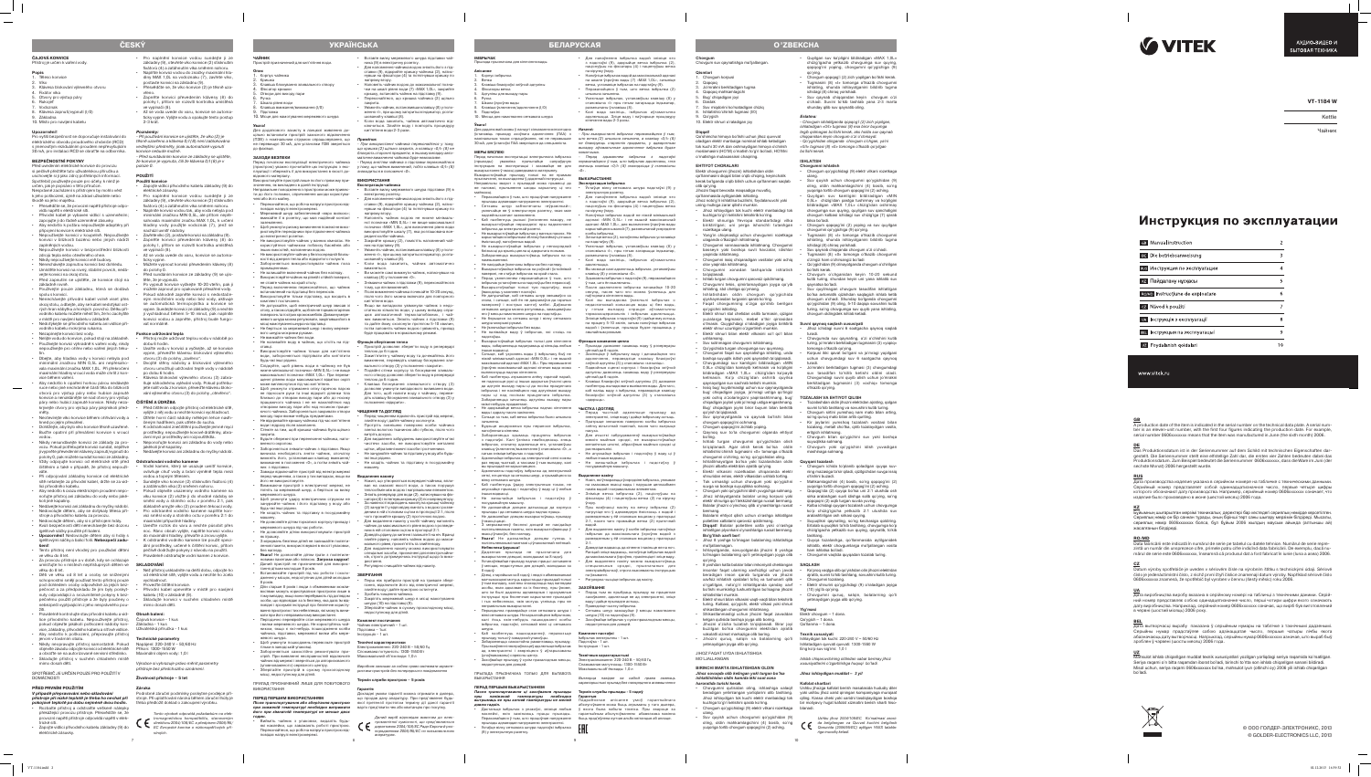ČESKÝ

УКРАЇНСЬКА

БЕЛАРУСКАЯ

O'ZBEKCHA

VITEK

АУДИО-ВИДЕО И БЫТОВАЯ ТЕХНИКА

VT-1184 W

Kettle

Чайник

# Инструкция по эксплуатации

| | | |
|---|---|---|
| GB | Manual instruction | 2 |
| DE | Die Bedienungsanleitung | 3 |
| RUS | Инструкция по эксплуатации | 4 |
| KZ | Пайдалану нұсқаулығы | 5 |
| UA | Інструкція з експлуатації | 6 |
| ROM/MD | Instrucțiunea de exploatare | 7 |
| CZ | Návod k použití | 8 |
| BY | Інструкцыя па эксплуатацыі | 9 |
| UZ | Foydalanish qoidalari | 10 |

www.vitek.ru

© ООО ГОЛДЕР-ЭЛЕКТРОНИКС, 2013

© GOLDER-ELECTRONICS LLC, 2013